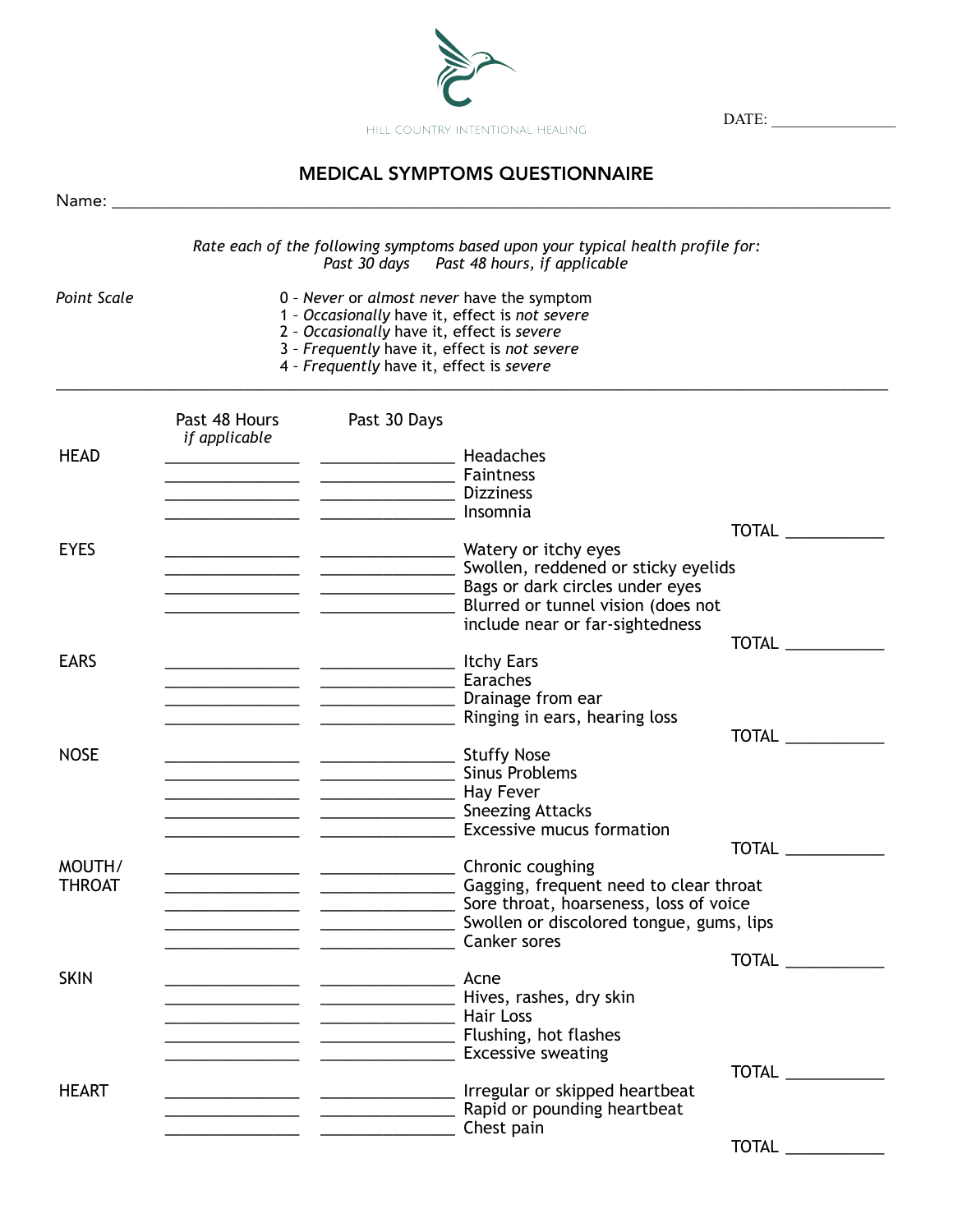HILL COUNTRY INTENTIONAL HEALING

DATE: ________________

# MEDICAL SYMPTOMS QUESTIONNAIRE

Name: ____________________________________________________________

*Rate each of the following symptoms based upon your typical health profile for:*
*Past 30 days* *Past 48 hours, if applicable*

*Point Scale*

0 - *Never* or *almost never* have the symptom
1 - *Occasionally* have it, effect is *not severe*
2 - *Occasionally* have it, effect is *severe*
3 - *Frequently* have it, effect is *not severe*
4 - *Frequently* have it, effect is *severe*

---

| | Past 48 Hours *if applicable* | Past 30 Days | |
|---|---|---|---|
| HEAD | ________ | ________ | Headaches |
| | ________ | ________ | Faintness |
| | ________ | ________ | Dizziness |
| | ________ | ________ | Insomnia |
| | | | TOTAL ________ |
| EYES | ________ | ________ | Watery or itchy eyes |
| | ________ | ________ | Swollen, reddened or sticky eyelids |
| | ________ | ________ | Bags or dark circles under eyes |
| | ________ | ________ | Blurred or tunnel vision (does not include near or far-sightedness |
| | | | TOTAL ________ |
| EARS | ________ | ________ | Itchy Ears |
| | ________ | ________ | Earaches |
| | ________ | ________ | Drainage from ear |
| | ________ | ________ | Ringing in ears, hearing loss |
| | | | TOTAL ________ |
| NOSE | ________ | ________ | Stuffy Nose |
| | ________ | ________ | Sinus Problems |
| | ________ | ________ | Hay Fever |
| | ________ | ________ | Sneezing Attacks |
| | ________ | ________ | Excessive mucus formation |
| | | | TOTAL ________ |
| MOUTH/ THROAT | ________ | ________ | Chronic coughing |
| | ________ | ________ | Gagging, frequent need to clear throat |
| | ________ | ________ | Sore throat, hoarseness, loss of voice |
| | ________ | ________ | Swollen or discolored tongue, gums, lips |
| | ________ | ________ | Canker sores |
| | | | TOTAL ________ |
| SKIN | ________ | ________ | Acne |
| | ________ | ________ | Hives, rashes, dry skin |
| | ________ | ________ | Hair Loss |
| | ________ | ________ | Flushing, hot flashes |
| | ________ | ________ | Excessive sweating |
| | | | TOTAL ________ |
| HEART | ________ | ________ | Irregular or skipped heartbeat |
| | ________ | ________ | Rapid or pounding heartbeat |
| | ________ | ________ | Chest pain |
| | | | TOTAL ________ |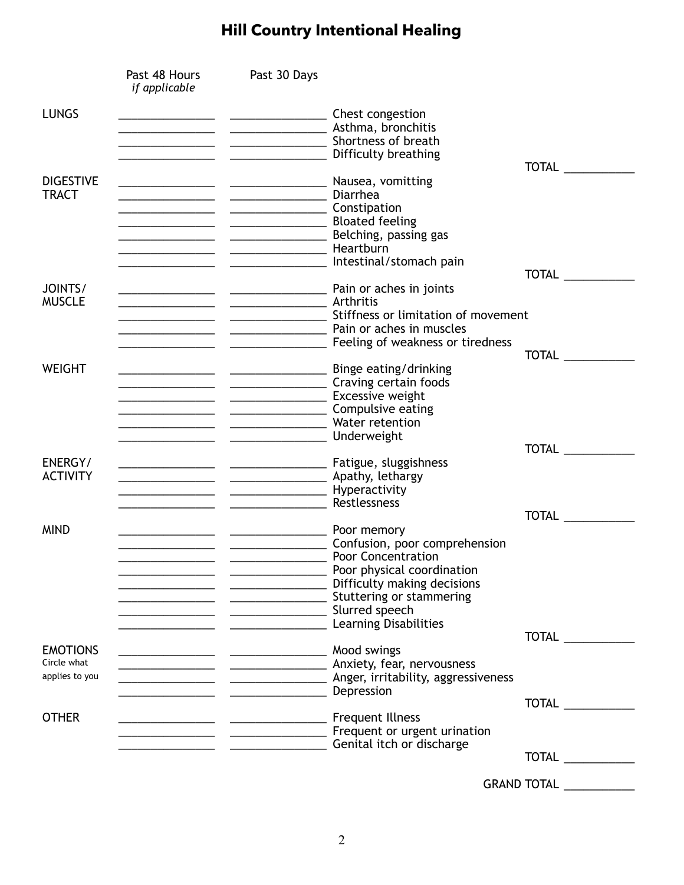# Hill Country Intentional Healing

| | Past 48 Hours *if applicable* | Past 30 Days | | |
|---|---|---|---|---|
| LUNGS | ______ | ______ | Chest congestion | |
| | ______ | ______ | Asthma, bronchitis | |
| | ______ | ______ | Shortness of breath | |
| | ______ | ______ | Difficulty breathing | |
| | | | | TOTAL ______ |
| DIGESTIVE TRACT | ______ | ______ | Nausea, vomitting | |
| | ______ | ______ | Diarrhea | |
| | ______ | ______ | Constipation | |
| | ______ | ______ | Bloated feeling | |
| | ______ | ______ | Belching, passing gas | |
| | ______ | ______ | Heartburn | |
| | ______ | ______ | Intestinal/stomach pain | |
| | | | | TOTAL ______ |
| JOINTS/ MUSCLE | ______ | ______ | Pain or aches in joints | |
| | ______ | ______ | Arthritis | |
| | ______ | ______ | Stiffness or limitation of movement | |
| | ______ | ______ | Pain or aches in muscles | |
| | ______ | ______ | Feeling of weakness or tiredness | |
| | | | | TOTAL ______ |
| WEIGHT | ______ | ______ | Binge eating/drinking | |
| | ______ | ______ | Craving certain foods | |
| | ______ | ______ | Excessive weight | |
| | ______ | ______ | Compulsive eating | |
| | ______ | ______ | Water retention | |
| | ______ | ______ | Underweight | |
| | | | | TOTAL ______ |
| ENERGY/ ACTIVITY | ______ | ______ | Fatigue, sluggishness | |
| | ______ | ______ | Apathy, lethargy | |
| | ______ | ______ | Hyperactivity | |
| | ______ | ______ | Restlessness | |
| | | | | TOTAL ______ |
| MIND | ______ | ______ | Poor memory | |
| | ______ | ______ | Confusion, poor comprehension | |
| | ______ | ______ | Poor Concentration | |
| | ______ | ______ | Poor physical coordination | |
| | ______ | ______ | Difficulty making decisions | |
| | ______ | ______ | Stuttering or stammering | |
| | ______ | ______ | Slurred speech | |
| | ______ | ______ | Learning Disabilities | |
| | | | | TOTAL ______ |
| EMOTIONS Circle what applies to you | ______ | ______ | Mood swings | |
| | ______ | ______ | Anxiety, fear, nervousness | |
| | ______ | ______ | Anger, irritability, aggressiveness | |
| | ______ | ______ | Depression | |
| | | | | TOTAL ______ |
| OTHER | ______ | ______ | Frequent Illness | |
| | ______ | ______ | Frequent or urgent urination | |
| | ______ | ______ | Genital itch or discharge | |
| | | | | TOTAL ______ |
| | | | | GRAND TOTAL ______ |